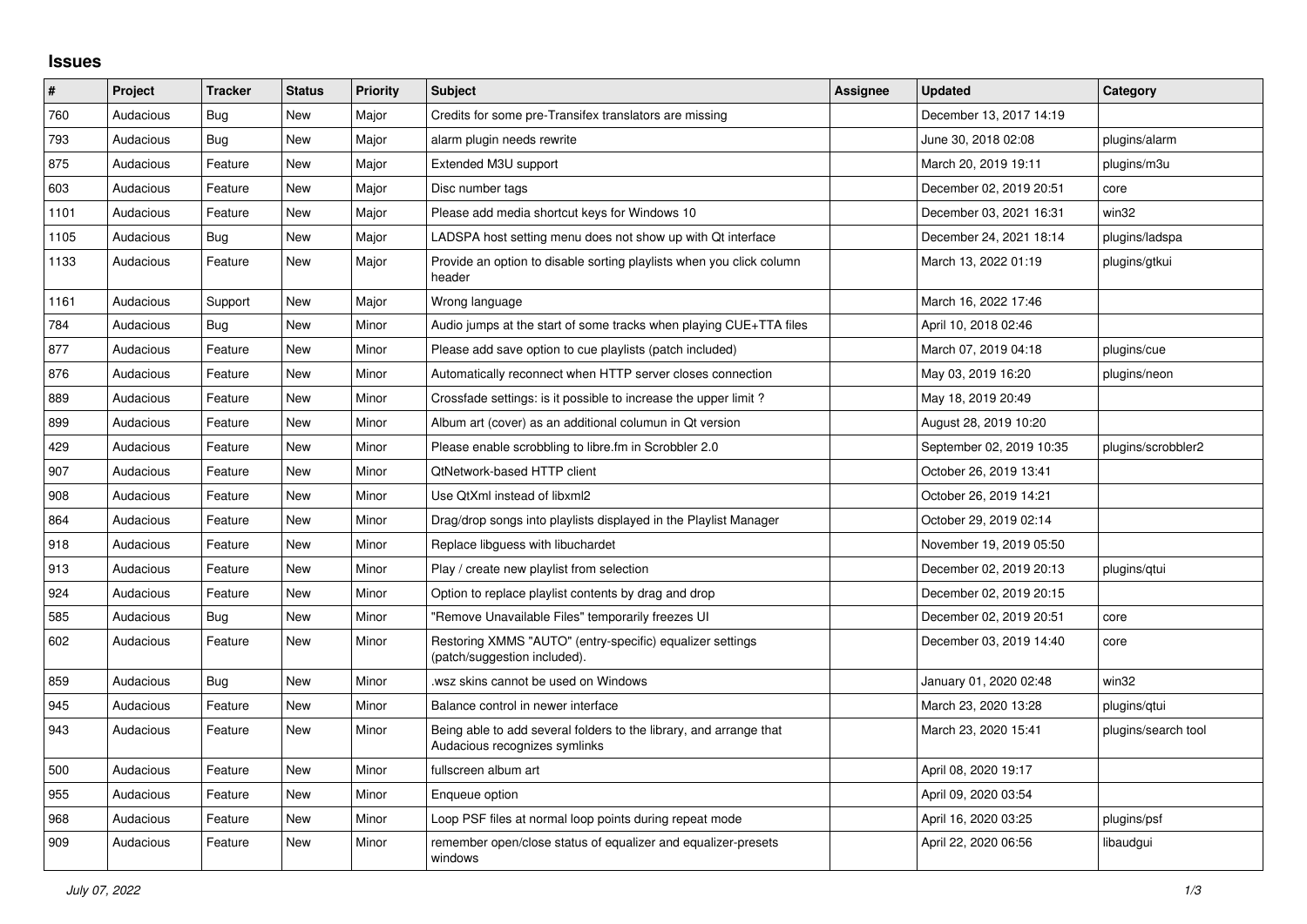## Issues

| # | Project | Tracker | Status | Priority | Subject | Assignee | Updated | Category |
|---|---|---|---|---|---|---|---|---|
| 760 | Audacious | Bug | New | Major | Credits for some pre-Transifex translators are missing | | December 13, 2017 14:19 | |
| 793 | Audacious | Bug | New | Major | alarm plugin needs rewrite | | June 30, 2018 02:08 | plugins/alarm |
| 875 | Audacious | Feature | New | Major | Extended M3U support | | March 20, 2019 19:11 | plugins/m3u |
| 603 | Audacious | Feature | New | Major | Disc number tags | | December 02, 2019 20:51 | core |
| 1101 | Audacious | Feature | New | Major | Please add media shortcut keys for Windows 10 | | December 03, 2021 16:31 | win32 |
| 1105 | Audacious | Bug | New | Major | LADSPA host setting menu does not show up with Qt interface | | December 24, 2021 18:14 | plugins/ladspa |
| 1133 | Audacious | Feature | New | Major | Provide an option to disable sorting playlists when you click column header | | March 13, 2022 01:19 | plugins/gtkui |
| 1161 | Audacious | Support | New | Major | Wrong language | | March 16, 2022 17:46 | |
| 784 | Audacious | Bug | New | Minor | Audio jumps at the start of some tracks when playing CUE+TTA files | | April 10, 2018 02:46 | |
| 877 | Audacious | Feature | New | Minor | Please add save option to cue playlists (patch included) | | March 07, 2019 04:18 | plugins/cue |
| 876 | Audacious | Feature | New | Minor | Automatically reconnect when HTTP server closes connection | | May 03, 2019 16:20 | plugins/neon |
| 889 | Audacious | Feature | New | Minor | Crossfade settings: is it possible to increase the upper limit ? | | May 18, 2019 20:49 | |
| 899 | Audacious | Feature | New | Minor | Album art (cover) as an additional columun in Qt version | | August 28, 2019 10:20 | |
| 429 | Audacious | Feature | New | Minor | Please enable scrobbling to libre.fm in Scrobbler 2.0 | | September 02, 2019 10:35 | plugins/scrobbler2 |
| 907 | Audacious | Feature | New | Minor | QtNetwork-based HTTP client | | October 26, 2019 13:41 | |
| 908 | Audacious | Feature | New | Minor | Use QtXml instead of libxml2 | | October 26, 2019 14:21 | |
| 864 | Audacious | Feature | New | Minor | Drag/drop songs into playlists displayed in the Playlist Manager | | October 29, 2019 02:14 | |
| 918 | Audacious | Feature | New | Minor | Replace libguess with libuchardet | | November 19, 2019 05:50 | |
| 913 | Audacious | Feature | New | Minor | Play / create new playlist from selection | | December 02, 2019 20:13 | plugins/qtui |
| 924 | Audacious | Feature | New | Minor | Option to replace playlist contents by drag and drop | | December 02, 2019 20:15 | |
| 585 | Audacious | Bug | New | Minor | "Remove Unavailable Files" temporarily freezes UI | | December 02, 2019 20:51 | core |
| 602 | Audacious | Feature | New | Minor | Restoring XMMS "AUTO" (entry-specific) equalizer settings (patch/suggestion included). | | December 03, 2019 14:40 | core |
| 859 | Audacious | Bug | New | Minor | .wsz skins cannot be used on Windows | | January 01, 2020 02:48 | win32 |
| 945 | Audacious | Feature | New | Minor | Balance control in newer interface | | March 23, 2020 13:28 | plugins/qtui |
| 943 | Audacious | Feature | New | Minor | Being able to add several folders to the library, and arrange that Audacious recognizes symlinks | | March 23, 2020 15:41 | plugins/search tool |
| 500 | Audacious | Feature | New | Minor | fullscreen album art | | April 08, 2020 19:17 | |
| 955 | Audacious | Feature | New | Minor | Enqueue option | | April 09, 2020 03:54 | |
| 968 | Audacious | Feature | New | Minor | Loop PSF files at normal loop points during repeat mode | | April 16, 2020 03:25 | plugins/psf |
| 909 | Audacious | Feature | New | Minor | remember open/close status of equalizer and equalizer-presets windows | | April 22, 2020 06:56 | libaudgui |

*July 07, 2022*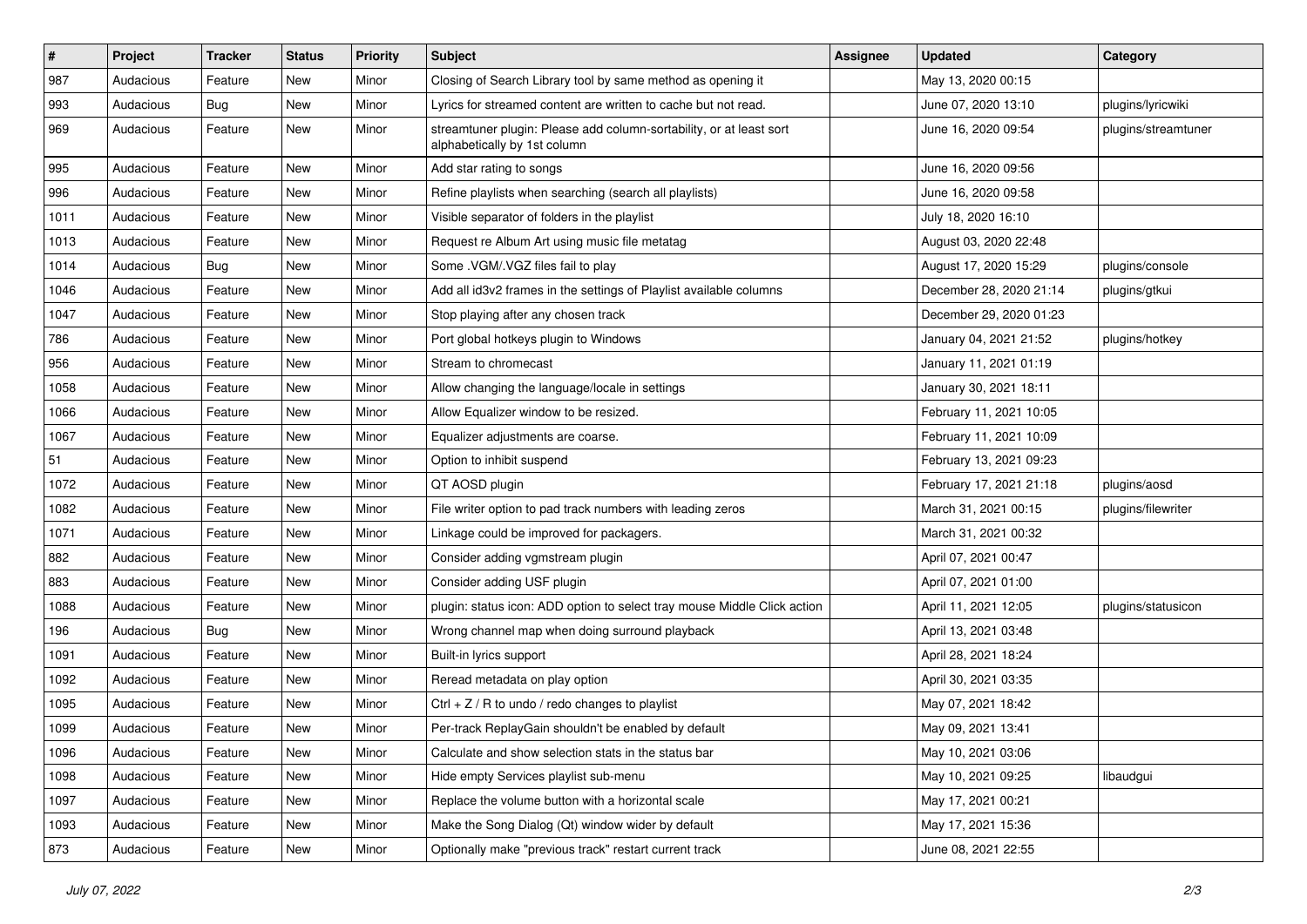| # | Project | Tracker | Status | Priority | Subject | Assignee | Updated | Category |
|---|---|---|---|---|---|---|---|---|
| 987 | Audacious | Feature | New | Minor | Closing of Search Library tool by same method as opening it | | May 13, 2020 00:15 | |
| 993 | Audacious | Bug | New | Minor | Lyrics for streamed content are written to cache but not read. | | June 07, 2020 13:10 | plugins/lyricwiki |
| 969 | Audacious | Feature | New | Minor | streamtuner plugin: Please add column-sortability, or at least sort alphabetically by 1st column | | June 16, 2020 09:54 | plugins/streamtuner |
| 995 | Audacious | Feature | New | Minor | Add star rating to songs | | June 16, 2020 09:56 | |
| 996 | Audacious | Feature | New | Minor | Refine playlists when searching (search all playlists) | | June 16, 2020 09:58 | |
| 1011 | Audacious | Feature | New | Minor | Visible separator of folders in the playlist | | July 18, 2020 16:10 | |
| 1013 | Audacious | Feature | New | Minor | Request re Album Art using music file metatag | | August 03, 2020 22:48 | |
| 1014 | Audacious | Bug | New | Minor | Some .VGM/.VGZ files fail to play | | August 17, 2020 15:29 | plugins/console |
| 1046 | Audacious | Feature | New | Minor | Add all id3v2 frames in the settings of Playlist available columns | | December 28, 2020 21:14 | plugins/gtkui |
| 1047 | Audacious | Feature | New | Minor | Stop playing after any chosen track | | December 29, 2020 01:23 | |
| 786 | Audacious | Feature | New | Minor | Port global hotkeys plugin to Windows | | January 04, 2021 21:52 | plugins/hotkey |
| 956 | Audacious | Feature | New | Minor | Stream to chromecast | | January 11, 2021 01:19 | |
| 1058 | Audacious | Feature | New | Minor | Allow changing the language/locale in settings | | January 30, 2021 18:11 | |
| 1066 | Audacious | Feature | New | Minor | Allow Equalizer window to be resized. | | February 11, 2021 10:05 | |
| 1067 | Audacious | Feature | New | Minor | Equalizer adjustments are coarse. | | February 11, 2021 10:09 | |
| 51 | Audacious | Feature | New | Minor | Option to inhibit suspend | | February 13, 2021 09:23 | |
| 1072 | Audacious | Feature | New | Minor | QT AOSD plugin | | February 17, 2021 21:18 | plugins/aosd |
| 1082 | Audacious | Feature | New | Minor | File writer option to pad track numbers with leading zeros | | March 31, 2021 00:15 | plugins/filewriter |
| 1071 | Audacious | Feature | New | Minor | Linkage could be improved for packagers. | | March 31, 2021 00:32 | |
| 882 | Audacious | Feature | New | Minor | Consider adding vgmstream plugin | | April 07, 2021 00:47 | |
| 883 | Audacious | Feature | New | Minor | Consider adding USF plugin | | April 07, 2021 01:00 | |
| 1088 | Audacious | Feature | New | Minor | plugin: status icon: ADD option to select tray mouse Middle Click action | | April 11, 2021 12:05 | plugins/statusicon |
| 196 | Audacious | Bug | New | Minor | Wrong channel map when doing surround playback | | April 13, 2021 03:48 | |
| 1091 | Audacious | Feature | New | Minor | Built-in lyrics support | | April 28, 2021 18:24 | |
| 1092 | Audacious | Feature | New | Minor | Reread metadata on play option | | April 30, 2021 03:35 | |
| 1095 | Audacious | Feature | New | Minor | Ctrl + Z / R to undo / redo changes to playlist | | May 07, 2021 18:42 | |
| 1099 | Audacious | Feature | New | Minor | Per-track ReplayGain shouldn't be enabled by default | | May 09, 2021 13:41 | |
| 1096 | Audacious | Feature | New | Minor | Calculate and show selection stats in the status bar | | May 10, 2021 03:06 | |
| 1098 | Audacious | Feature | New | Minor | Hide empty Services playlist sub-menu | | May 10, 2021 09:25 | libaudgui |
| 1097 | Audacious | Feature | New | Minor | Replace the volume button with a horizontal scale | | May 17, 2021 00:21 | |
| 1093 | Audacious | Feature | New | Minor | Make the Song Dialog (Qt) window wider by default | | May 17, 2021 15:36 | |
| 873 | Audacious | Feature | New | Minor | Optionally make "previous track" restart current track | | June 08, 2021 22:55 | |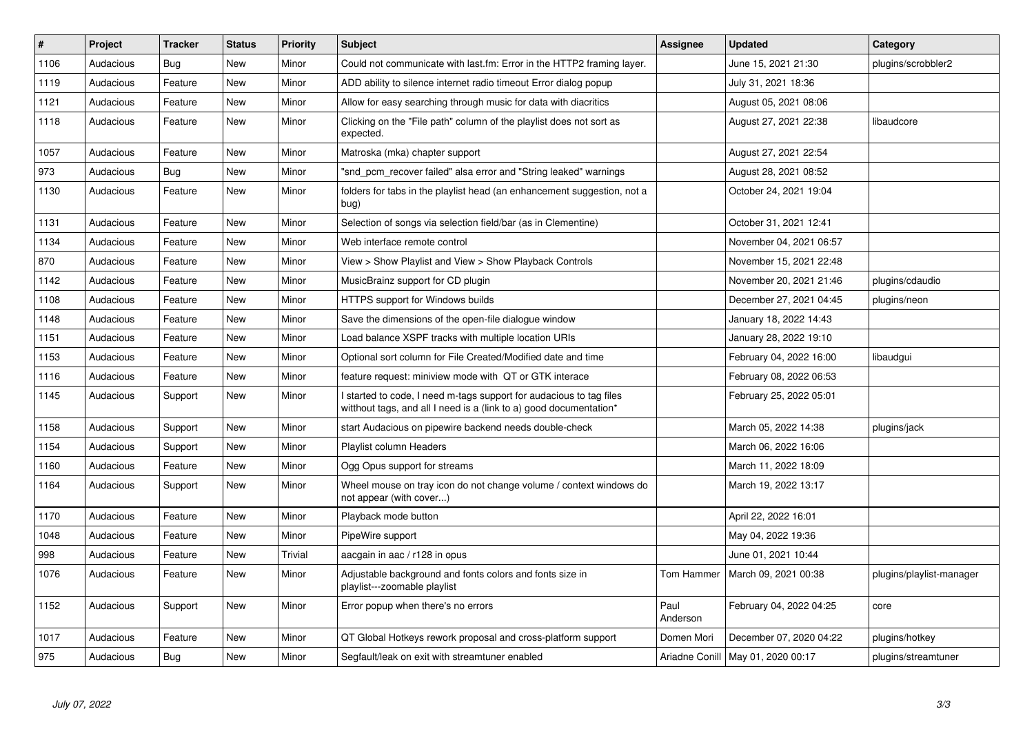| # | Project | Tracker | Status | Priority | Subject | Assignee | Updated | Category |
|---|---|---|---|---|---|---|---|---|
| 1106 | Audacious | Bug | New | Minor | Could not communicate with last.fm: Error in the HTTP2 framing layer. | | June 15, 2021 21:30 | plugins/scrobbler2 |
| 1119 | Audacious | Feature | New | Minor | ADD ability to silence internet radio timeout Error dialog popup | | July 31, 2021 18:36 | |
| 1121 | Audacious | Feature | New | Minor | Allow for easy searching through music for data with diacritics | | August 05, 2021 08:06 | |
| 1118 | Audacious | Feature | New | Minor | Clicking on the "File path" column of the playlist does not sort as expected. | | August 27, 2021 22:38 | libaudcore |
| 1057 | Audacious | Feature | New | Minor | Matroska (mka) chapter support | | August 27, 2021 22:54 | |
| 973 | Audacious | Bug | New | Minor | "snd_pcm_recover failed" alsa error and "String leaked" warnings | | August 28, 2021 08:52 | |
| 1130 | Audacious | Feature | New | Minor | folders for tabs in the playlist head (an enhancement suggestion, not a bug) | | October 24, 2021 19:04 | |
| 1131 | Audacious | Feature | New | Minor | Selection of songs via selection field/bar (as in Clementine) | | October 31, 2021 12:41 | |
| 1134 | Audacious | Feature | New | Minor | Web interface remote control | | November 04, 2021 06:57 | |
| 870 | Audacious | Feature | New | Minor | View > Show Playlist and View > Show Playback Controls | | November 15, 2021 22:48 | |
| 1142 | Audacious | Feature | New | Minor | MusicBrainz support for CD plugin | | November 20, 2021 21:46 | plugins/cdaudio |
| 1108 | Audacious | Feature | New | Minor | HTTPS support for Windows builds | | December 27, 2021 04:45 | plugins/neon |
| 1148 | Audacious | Feature | New | Minor | Save the dimensions of the open-file dialogue window | | January 18, 2022 14:43 | |
| 1151 | Audacious | Feature | New | Minor | Load balance XSPF tracks with multiple location URIs | | January 28, 2022 19:10 | |
| 1153 | Audacious | Feature | New | Minor | Optional sort column for File Created/Modified date and time | | February 04, 2022 16:00 | libaudgui |
| 1116 | Audacious | Feature | New | Minor | feature request: miniview mode with QT or GTK interace | | February 08, 2022 06:53 | |
| 1145 | Audacious | Support | New | Minor | I started to code, I need m-tags support for audacious to tag files witthout tags, and all I need is a (link to a) good documentation* | | February 25, 2022 05:01 | |
| 1158 | Audacious | Support | New | Minor | start Audacious on pipewire backend needs double-check | | March 05, 2022 14:38 | plugins/jack |
| 1154 | Audacious | Support | New | Minor | Playlist column Headers | | March 06, 2022 16:06 | |
| 1160 | Audacious | Feature | New | Minor | Ogg Opus support for streams | | March 11, 2022 18:09 | |
| 1164 | Audacious | Support | New | Minor | Wheel mouse on tray icon do not change volume / context windows do not appear (with cover...) | | March 19, 2022 13:17 | |
| 1170 | Audacious | Feature | New | Minor | Playback mode button | | April 22, 2022 16:01 | |
| 1048 | Audacious | Feature | New | Minor | PipeWire support | | May 04, 2022 19:36 | |
| 998 | Audacious | Feature | New | Trivial | aacgain in aac / r128 in opus | | June 01, 2021 10:44 | |
| 1076 | Audacious | Feature | New | Minor | Adjustable background and fonts colors and fonts size in playlist---zoomable playlist | Tom Hammer | March 09, 2021 00:38 | plugins/playlist-manager |
| 1152 | Audacious | Support | New | Minor | Error popup when there's no errors | Paul Anderson | February 04, 2022 04:25 | core |
| 1017 | Audacious | Feature | New | Minor | QT Global Hotkeys rework proposal and cross-platform support | Domen Mori | December 07, 2020 04:22 | plugins/hotkey |
| 975 | Audacious | Bug | New | Minor | Segfault/leak on exit with streamtuner enabled | Ariadne Conill | May 01, 2020 00:17 | plugins/streamtuner |

*July 07, 2022*